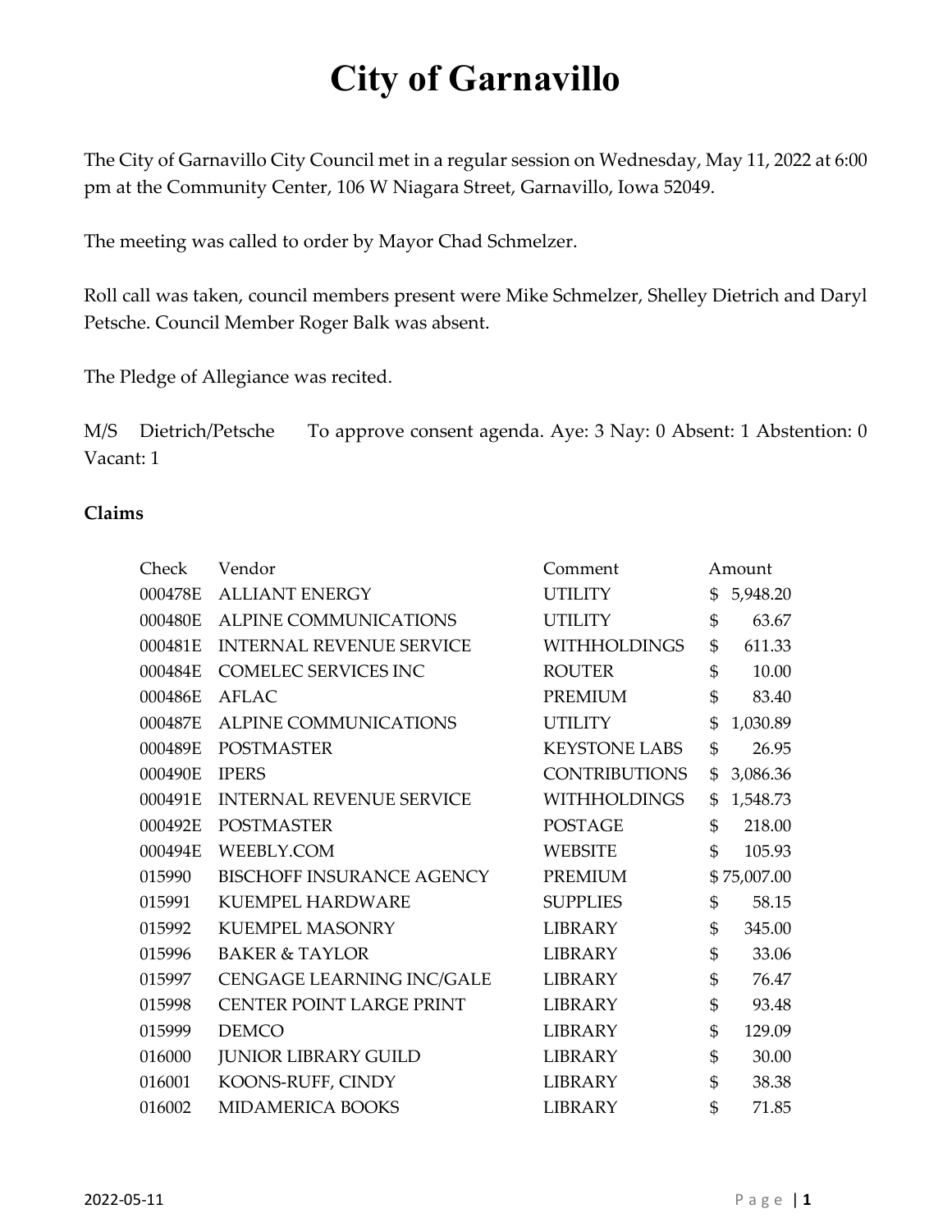# City of Garnavillo

The City of Garnavillo City Council met in a regular session on Wednesday, May 11, 2022 at 6:00 pm at the Community Center, 106 W Niagara Street, Garnavillo, Iowa 52049.

The meeting was called to order by Mayor Chad Schmelzer.

Roll call was taken, council members present were Mike Schmelzer, Shelley Dietrich and Daryl Petsche. Council Member Roger Balk was absent.

The Pledge of Allegiance was recited.

M/S Dietrich/Petsche To approve consent agenda. Aye: 3 Nay: 0 Absent: 1 Abstention: 0 Vacant: 1

**Claims**

| Check | Vendor | Comment | Amount |
|---|---|---|---|
| 000478E | ALLIANT ENERGY | UTILITY | $ 5,948.20 |
| 000480E | ALPINE COMMUNICATIONS | UTILITY | $ 63.67 |
| 000481E | INTERNAL REVENUE SERVICE | WITHHOLDINGS | $ 611.33 |
| 000484E | COMELEC SERVICES INC | ROUTER | $ 10.00 |
| 000486E | AFLAC | PREMIUM | $ 83.40 |
| 000487E | ALPINE COMMUNICATIONS | UTILITY | $ 1,030.89 |
| 000489E | POSTMASTER | KEYSTONE LABS | $ 26.95 |
| 000490E | IPERS | CONTRIBUTIONS | $ 3,086.36 |
| 000491E | INTERNAL REVENUE SERVICE | WITHHOLDINGS | $ 1,548.73 |
| 000492E | POSTMASTER | POSTAGE | $ 218.00 |
| 000494E | WEEBLY.COM | WEBSITE | $ 105.93 |
| 015990 | BISCHOFF INSURANCE AGENCY | PREMIUM | $ 75,007.00 |
| 015991 | KUEMPEL HARDWARE | SUPPLIES | $ 58.15 |
| 015992 | KUEMPEL MASONRY | LIBRARY | $ 345.00 |
| 015996 | BAKER & TAYLOR | LIBRARY | $ 33.06 |
| 015997 | CENGAGE LEARNING INC/GALE | LIBRARY | $ 76.47 |
| 015998 | CENTER POINT LARGE PRINT | LIBRARY | $ 93.48 |
| 015999 | DEMCO | LIBRARY | $ 129.09 |
| 016000 | JUNIOR LIBRARY GUILD | LIBRARY | $ 30.00 |
| 016001 | KOONS-RUFF, CINDY | LIBRARY | $ 38.38 |
| 016002 | MIDAMERICA BOOKS | LIBRARY | $ 71.85 |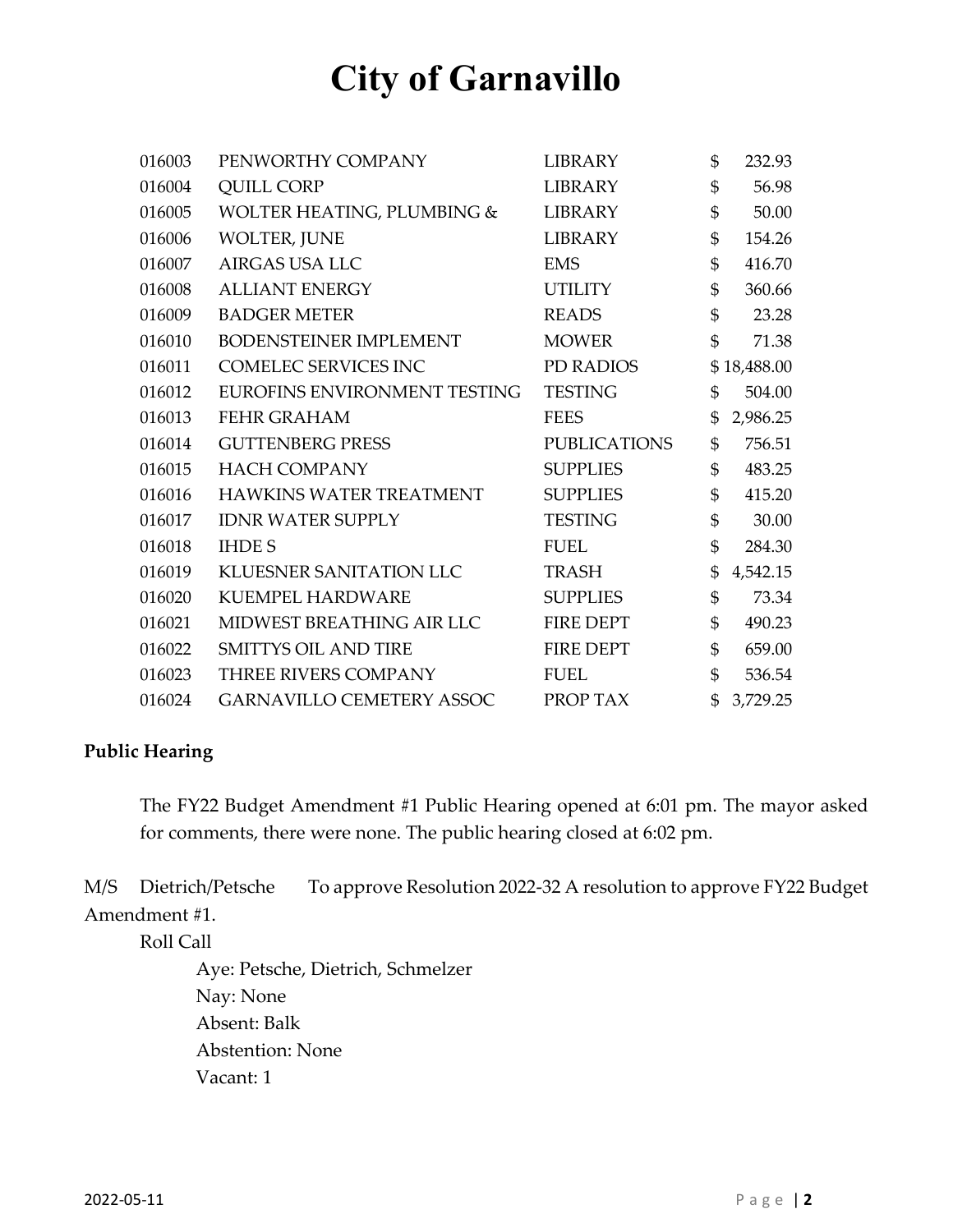# City of Garnavillo

| | | | |
|---|---|---|---|
| 016003 | PENWORTHY COMPANY | LIBRARY | $ 232.93 |
| 016004 | QUILL CORP | LIBRARY | $ 56.98 |
| 016005 | WOLTER HEATING, PLUMBING & | LIBRARY | $ 50.00 |
| 016006 | WOLTER, JUNE | LIBRARY | $ 154.26 |
| 016007 | AIRGAS USA LLC | EMS | $ 416.70 |
| 016008 | ALLIANT ENERGY | UTILITY | $ 360.66 |
| 016009 | BADGER METER | READS | $ 23.28 |
| 016010 | BODENSTEINER IMPLEMENT | MOWER | $ 71.38 |
| 016011 | COMELEC SERVICES INC | PD RADIOS | $ 18,488.00 |
| 016012 | EUROFINS ENVIRONMENT TESTING | TESTING | $ 504.00 |
| 016013 | FEHR GRAHAM | FEES | $ 2,986.25 |
| 016014 | GUTTENBERG PRESS | PUBLICATIONS | $ 756.51 |
| 016015 | HACH COMPANY | SUPPLIES | $ 483.25 |
| 016016 | HAWKINS WATER TREATMENT | SUPPLIES | $ 415.20 |
| 016017 | IDNR WATER SUPPLY | TESTING | $ 30.00 |
| 016018 | IHDE S | FUEL | $ 284.30 |
| 016019 | KLUESNER SANITATION LLC | TRASH | $ 4,542.15 |
| 016020 | KUEMPEL HARDWARE | SUPPLIES | $ 73.34 |
| 016021 | MIDWEST BREATHING AIR LLC | FIRE DEPT | $ 490.23 |
| 016022 | SMITTYS OIL AND TIRE | FIRE DEPT | $ 659.00 |
| 016023 | THREE RIVERS COMPANY | FUEL | $ 536.54 |
| 016024 | GARNAVILLO CEMETERY ASSOC | PROP TAX | $ 3,729.25 |

**Public Hearing**

The FY22 Budget Amendment #1 Public Hearing opened at 6:01 pm. The mayor asked for comments, there were none. The public hearing closed at 6:02 pm.

M/S Dietrich/Petsche To approve Resolution 2022-32 A resolution to approve FY22 Budget Amendment #1.

Roll Call

Aye: Petsche, Dietrich, Schmelzer
Nay: None
Absent: Balk
Abstention: None
Vacant: 1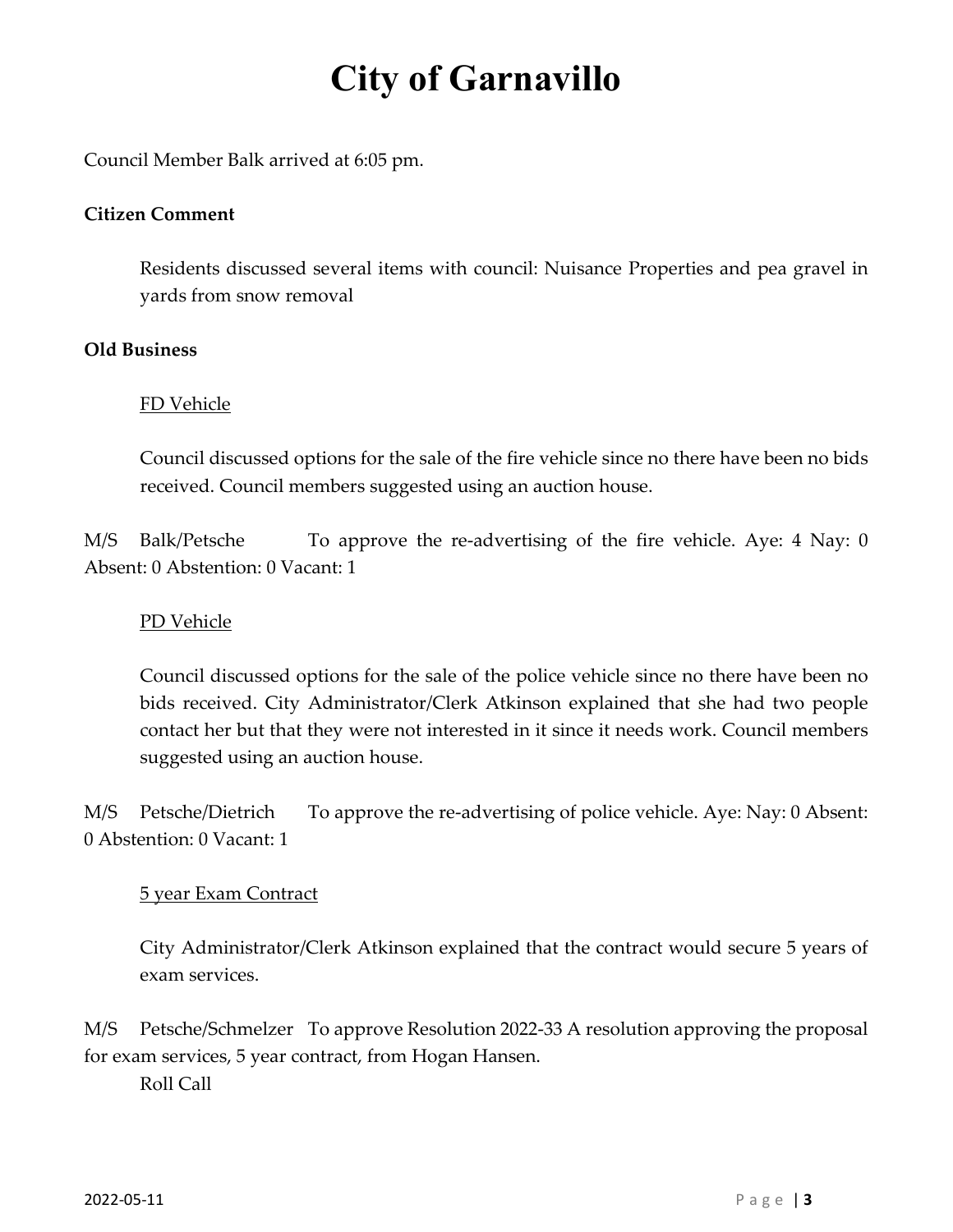# City of Garnavillo

Council Member Balk arrived at 6:05 pm.

**Citizen Comment**

Residents discussed several items with council: Nuisance Properties and pea gravel in yards from snow removal

**Old Business**

FD Vehicle

Council discussed options for the sale of the fire vehicle since no there have been no bids received. Council members suggested using an auction house.

M/S Balk/Petsche To approve the re-advertising of the fire vehicle. Aye: 4 Nay: 0 Absent: 0 Abstention: 0 Vacant: 1

PD Vehicle

Council discussed options for the sale of the police vehicle since no there have been no bids received. City Administrator/Clerk Atkinson explained that she had two people contact her but that they were not interested in it since it needs work. Council members suggested using an auction house.

M/S Petsche/Dietrich To approve the re-advertising of police vehicle. Aye: Nay: 0 Absent: 0 Abstention: 0 Vacant: 1

5 year Exam Contract

City Administrator/Clerk Atkinson explained that the contract would secure 5 years of exam services.

M/S Petsche/Schmelzer To approve Resolution 2022-33 A resolution approving the proposal for exam services, 5 year contract, from Hogan Hansen.

Roll Call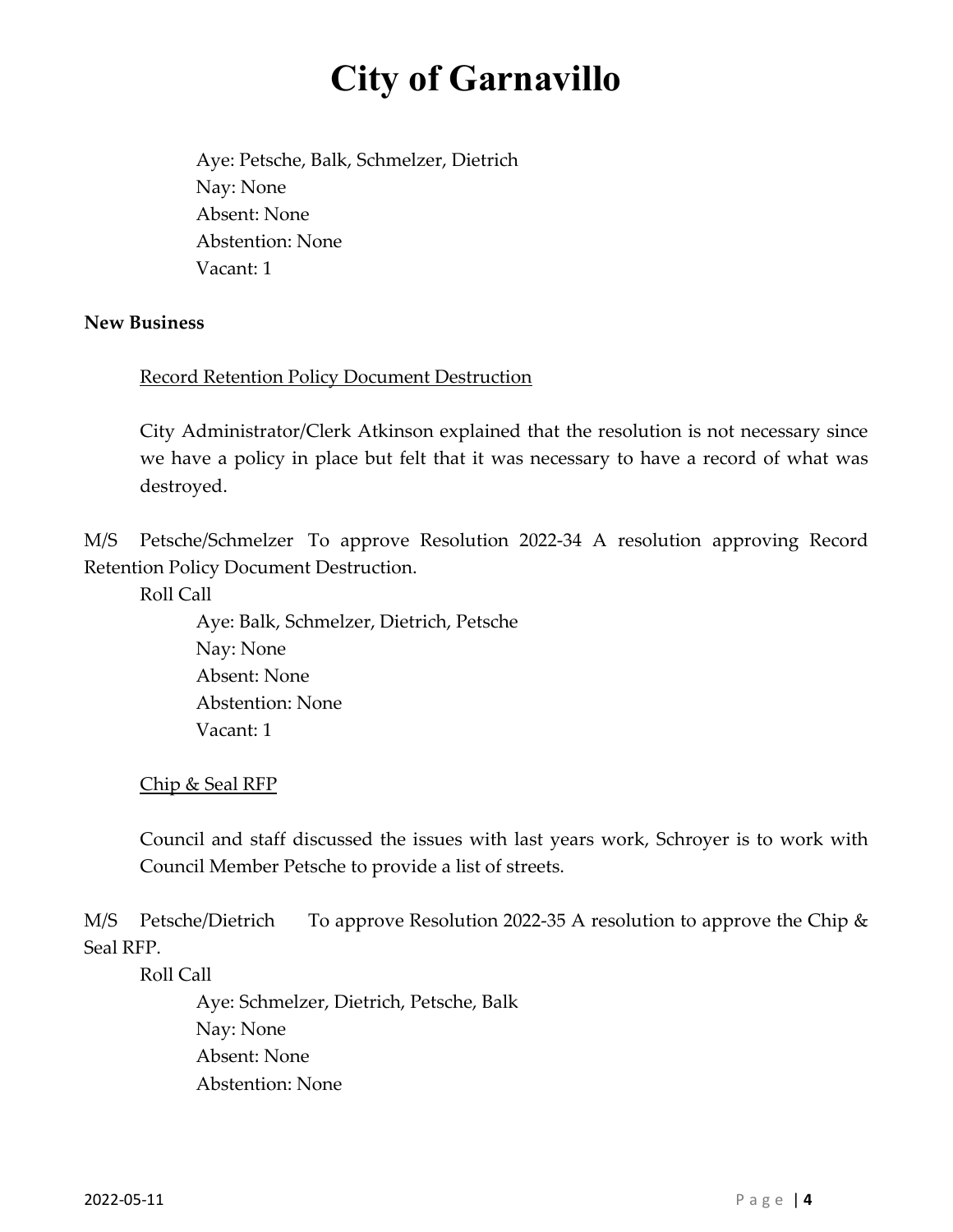Aye: Petsche, Balk, Schmelzer, Dietrich
Nay: None
Absent: None
Abstention: None
Vacant: 1

**New Business**

Record Retention Policy Document Destruction

City Administrator/Clerk Atkinson explained that the resolution is not necessary since we have a policy in place but felt that it was necessary to have a record of what was destroyed.

M/S Petsche/Schmelzer To approve Resolution 2022-34 A resolution approving Record Retention Policy Document Destruction.

Roll Call

Aye: Balk, Schmelzer, Dietrich, Petsche
Nay: None
Absent: None
Abstention: None
Vacant: 1

Chip & Seal RFP

Council and staff discussed the issues with last years work, Schroyer is to work with Council Member Petsche to provide a list of streets.

M/S Petsche/Dietrich To approve Resolution 2022-35 A resolution to approve the Chip & Seal RFP.

Roll Call

Aye: Schmelzer, Dietrich, Petsche, Balk
Nay: None
Absent: None
Abstention: None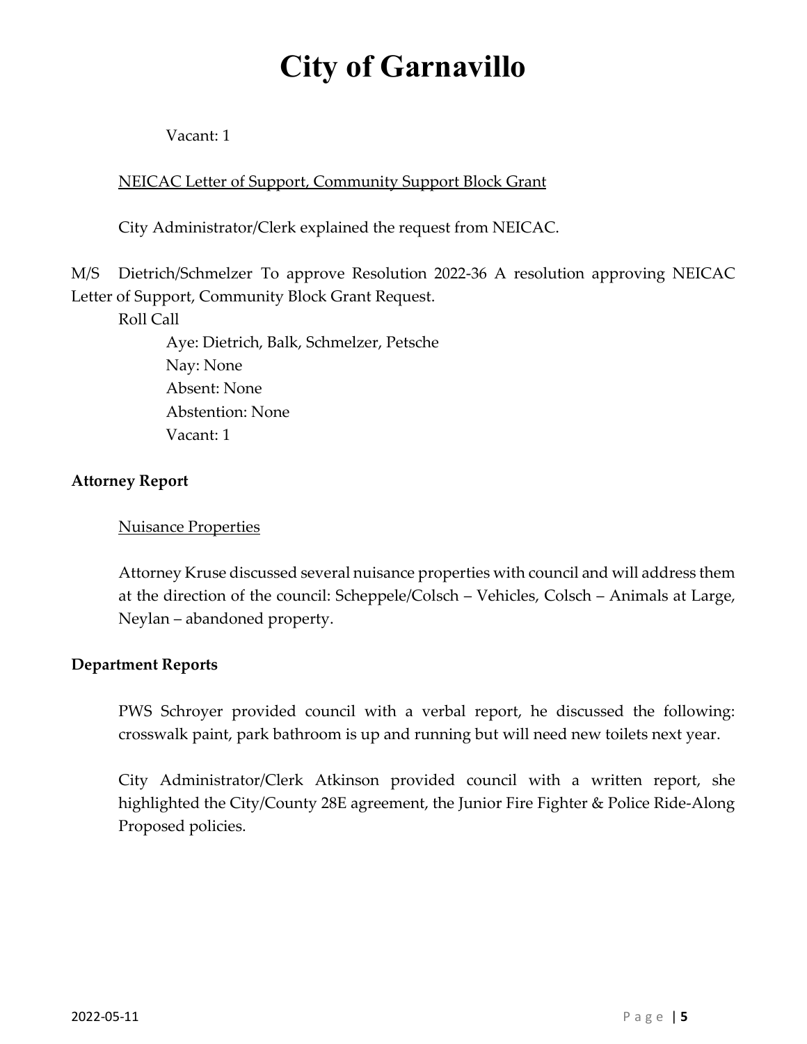Vacant: 1

NEICAC Letter of Support, Community Support Block Grant

City Administrator/Clerk explained the request from NEICAC.

M/S Dietrich/Schmelzer To approve Resolution 2022-36 A resolution approving NEICAC Letter of Support, Community Block Grant Request.

Roll Call

Aye: Dietrich, Balk, Schmelzer, Petsche
Nay: None
Absent: None
Abstention: None
Vacant: 1

**Attorney Report**

Nuisance Properties

Attorney Kruse discussed several nuisance properties with council and will address them at the direction of the council: Scheppele/Colsch – Vehicles, Colsch – Animals at Large, Neylan – abandoned property.

**Department Reports**

PWS Schroyer provided council with a verbal report, he discussed the following: crosswalk paint, park bathroom is up and running but will need new toilets next year.

City Administrator/Clerk Atkinson provided council with a written report, she highlighted the City/County 28E agreement, the Junior Fire Fighter & Police Ride-Along Proposed policies.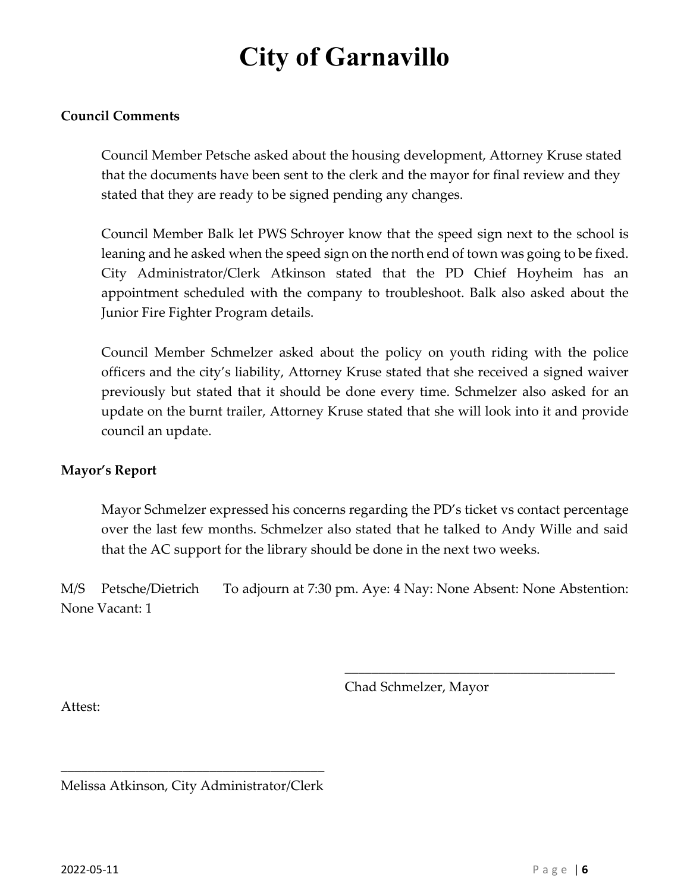# City of Garnavillo

**Council Comments**

Council Member Petsche asked about the housing development, Attorney Kruse stated that the documents have been sent to the clerk and the mayor for final review and they stated that they are ready to be signed pending any changes.

Council Member Balk let PWS Schroyer know that the speed sign next to the school is leaning and he asked when the speed sign on the north end of town was going to be fixed. City Administrator/Clerk Atkinson stated that the PD Chief Hoyheim has an appointment scheduled with the company to troubleshoot. Balk also asked about the Junior Fire Fighter Program details.

Council Member Schmelzer asked about the policy on youth riding with the police officers and the city's liability, Attorney Kruse stated that she received a signed waiver previously but stated that it should be done every time. Schmelzer also asked for an update on the burnt trailer, Attorney Kruse stated that she will look into it and provide council an update.

**Mayor's Report**

Mayor Schmelzer expressed his concerns regarding the PD's ticket vs contact percentage over the last few months. Schmelzer also stated that he talked to Andy Wille and said that the AC support for the library should be done in the next two weeks.

M/S Petsche/Dietrich To adjourn at 7:30 pm. Aye: 4 Nay: None Absent: None Abstention: None Vacant: 1

\_\_\_\_\_\_\_\_\_\_\_\_\_\_\_\_\_\_\_\_\_\_\_\_\_\_\_\_\_\_\_\_\_\_\_\_\_\_\_\_

Chad Schmelzer, Mayor

Attest:

\_\_\_\_\_\_\_\_\_\_\_\_\_\_\_\_\_\_\_\_\_\_\_\_\_\_\_\_\_\_\_\_\_\_\_\_\_\_\_\_

Melissa Atkinson, City Administrator/Clerk

2022-05-11